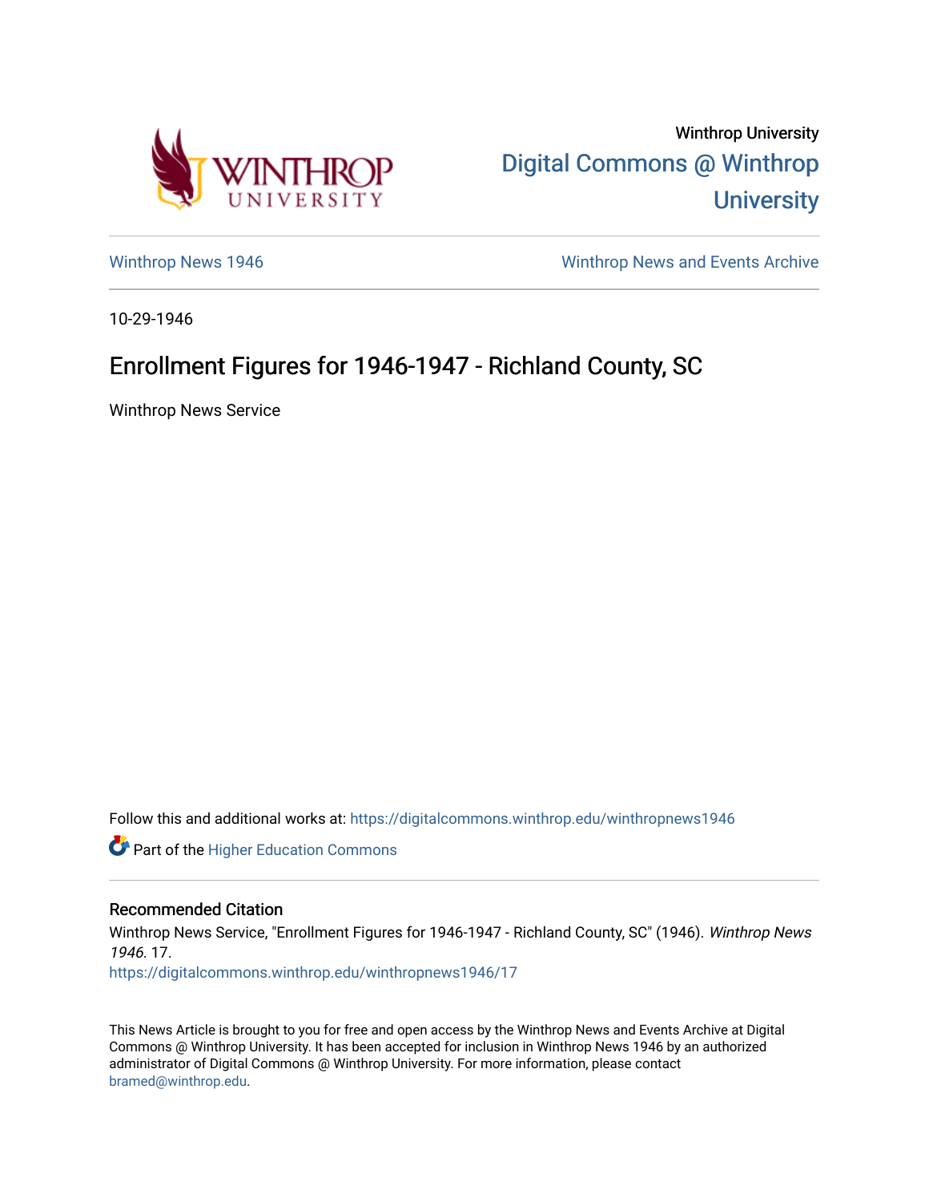Winthrop University

Digital Commons @ Winthrop University

Winthrop News 1946

Winthrop News and Events Archive

10-29-1946

# Enrollment Figures for 1946-1947 - Richland County, SC

Winthrop News Service

Follow this and additional works at: https://digitalcommons.winthrop.edu/winthropnews1946

Part of the Higher Education Commons

## Recommended Citation

Winthrop News Service, "Enrollment Figures for 1946-1947 - Richland County, SC" (1946). *Winthrop News 1946*. 17.
https://digitalcommons.winthrop.edu/winthropnews1946/17

This News Article is brought to you for free and open access by the Winthrop News and Events Archive at Digital Commons @ Winthrop University. It has been accepted for inclusion in Winthrop News 1946 by an authorized administrator of Digital Commons @ Winthrop University. For more information, please contact bramed@winthrop.edu.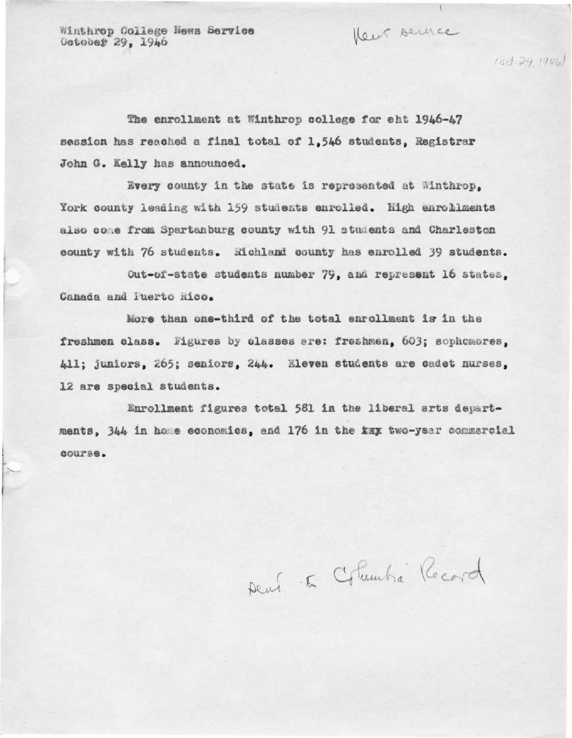Winthrop College News Service
October 29, 1946

News Service

(Oct. 29, 1946)

The enrollment at Winthrop college for eht 1946-47 session has reached a final total of 1,546 students, Registrar John G. Kelly has announced.

Every county in the state is represented at Winthrop, York county leading with 159 students enrolled. High enrollments also come from Spartanburg county with 91 students and Charleston county with 76 students. Richland county has enrolled 39 students.

Out-of-state students number 79, and represent 16 states, Canada and Puerto Rico.

More than one-third of the total enrollment is in the freshmen class. Figures by classes are: freshmen, 603; sophomores, 411; juniors, 265; seniors, 244. Eleven students are cadet nurses, 12 are special students.

Enrollment figures total 581 in the liberal arts departments, 344 in home economics, and 176 in the ~~xxx~~ two-year commercial course.

Sent to Columbia Record